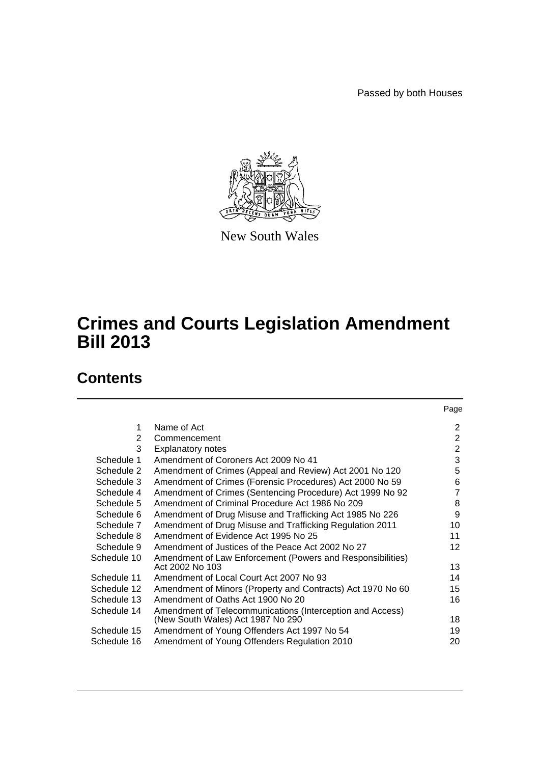Passed by both Houses

New South Wales

# Crimes and Courts Legislation Amendment Bill 2013

## Contents

| | | Page |
|---|---|---|
| 1 | Name of Act | 2 |
| 2 | Commencement | 2 |
| 3 | Explanatory notes | 2 |
| Schedule 1 | Amendment of Coroners Act 2009 No 41 | 3 |
| Schedule 2 | Amendment of Crimes (Appeal and Review) Act 2001 No 120 | 5 |
| Schedule 3 | Amendment of Crimes (Forensic Procedures) Act 2000 No 59 | 6 |
| Schedule 4 | Amendment of Crimes (Sentencing Procedure) Act 1999 No 92 | 7 |
| Schedule 5 | Amendment of Criminal Procedure Act 1986 No 209 | 8 |
| Schedule 6 | Amendment of Drug Misuse and Trafficking Act 1985 No 226 | 9 |
| Schedule 7 | Amendment of Drug Misuse and Trafficking Regulation 2011 | 10 |
| Schedule 8 | Amendment of Evidence Act 1995 No 25 | 11 |
| Schedule 9 | Amendment of Justices of the Peace Act 2002 No 27 | 12 |
| Schedule 10 | Amendment of Law Enforcement (Powers and Responsibilities) Act 2002 No 103 | 13 |
| Schedule 11 | Amendment of Local Court Act 2007 No 93 | 14 |
| Schedule 12 | Amendment of Minors (Property and Contracts) Act 1970 No 60 | 15 |
| Schedule 13 | Amendment of Oaths Act 1900 No 20 | 16 |
| Schedule 14 | Amendment of Telecommunications (Interception and Access) (New South Wales) Act 1987 No 290 | 18 |
| Schedule 15 | Amendment of Young Offenders Act 1997 No 54 | 19 |
| Schedule 16 | Amendment of Young Offenders Regulation 2010 | 20 |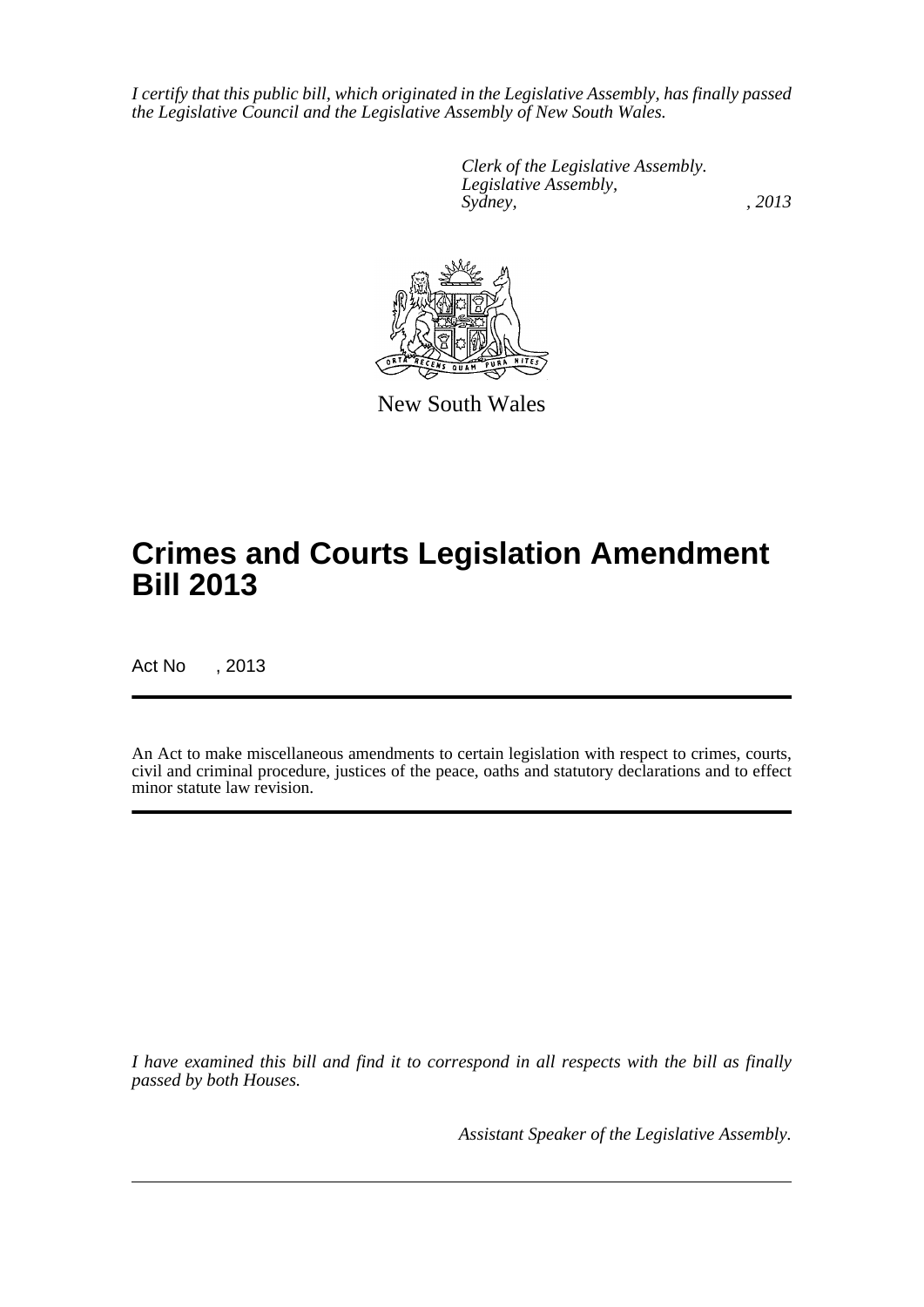*I certify that this public bill, which originated in the Legislative Assembly, has finally passed the Legislative Council and the Legislative Assembly of New South Wales.*

*Clerk of the Legislative Assembly.*
*Legislative Assembly,*
*Sydney, , 2013*

New South Wales

# Crimes and Courts Legislation Amendment Bill 2013

Act No , 2013

An Act to make miscellaneous amendments to certain legislation with respect to crimes, courts, civil and criminal procedure, justices of the peace, oaths and statutory declarations and to effect minor statute law revision.

*I have examined this bill and find it to correspond in all respects with the bill as finally passed by both Houses.*

*Assistant Speaker of the Legislative Assembly.*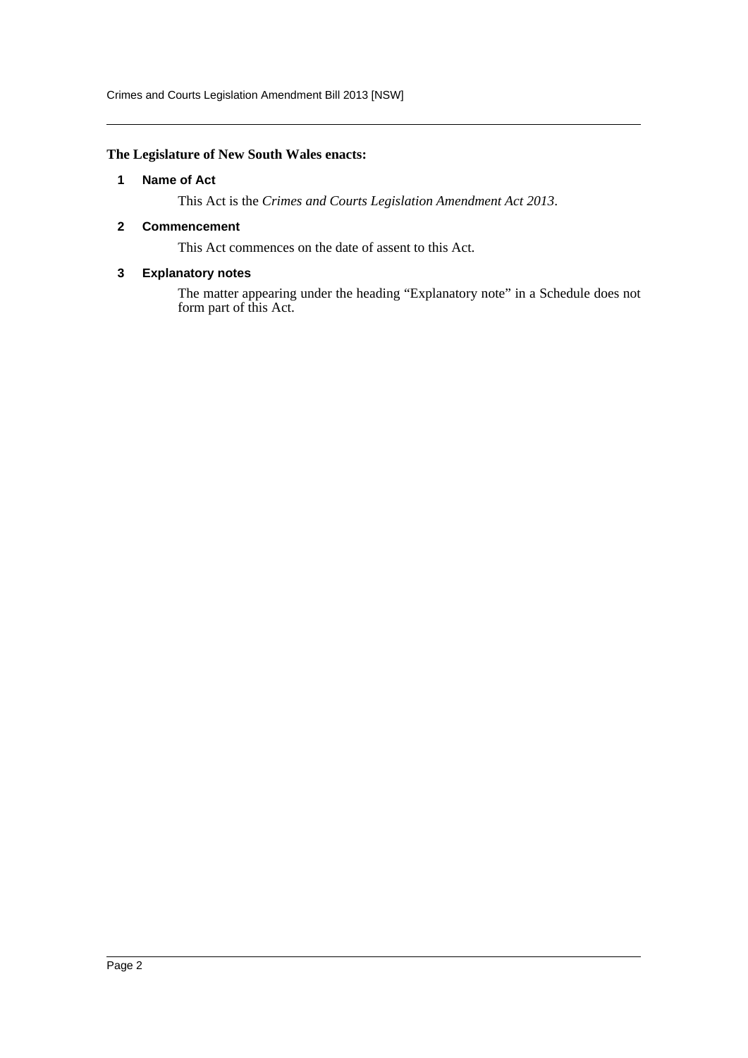**The Legislature of New South Wales enacts:**

## 1 Name of Act

This Act is the *Crimes and Courts Legislation Amendment Act 2013*.

## 2 Commencement

This Act commences on the date of assent to this Act.

## 3 Explanatory notes

The matter appearing under the heading "Explanatory note" in a Schedule does not form part of this Act.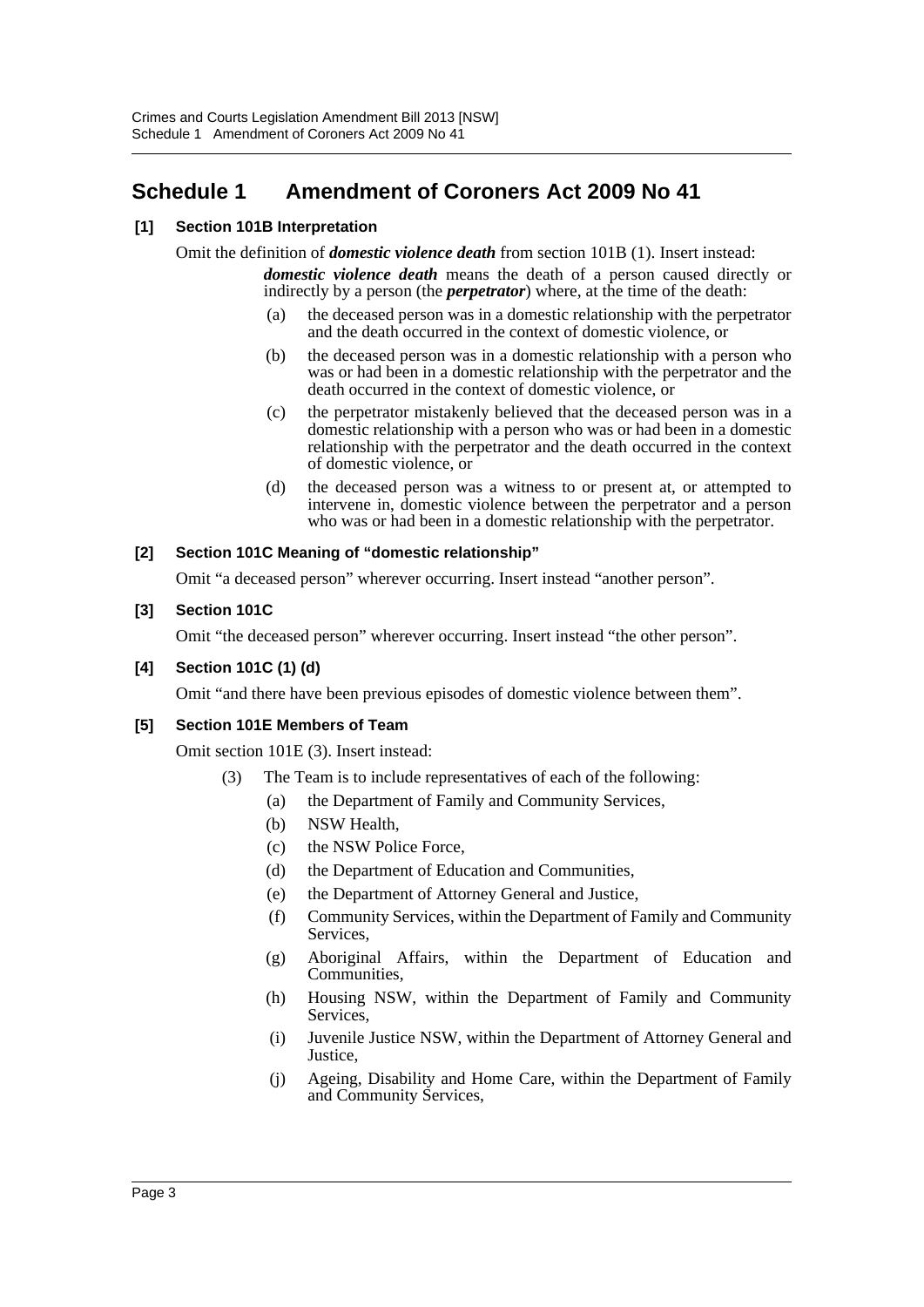## Schedule 1 Amendment of Coroners Act 2009 No 41

**[1] Section 101B Interpretation**

Omit the definition of ***domestic violence death*** from section 101B (1). Insert instead:

***domestic violence death*** means the death of a person caused directly or indirectly by a person (the ***perpetrator***) where, at the time of the death:

(a) the deceased person was in a domestic relationship with the perpetrator and the death occurred in the context of domestic violence, or

(b) the deceased person was in a domestic relationship with a person who was or had been in a domestic relationship with the perpetrator and the death occurred in the context of domestic violence, or

(c) the perpetrator mistakenly believed that the deceased person was in a domestic relationship with a person who was or had been in a domestic relationship with the perpetrator and the death occurred in the context of domestic violence, or

(d) the deceased person was a witness to or present at, or attempted to intervene in, domestic violence between the perpetrator and a person who was or had been in a domestic relationship with the perpetrator.

**[2] Section 101C Meaning of "domestic relationship"**

Omit "a deceased person" wherever occurring. Insert instead "another person".

**[3] Section 101C**

Omit "the deceased person" wherever occurring. Insert instead "the other person".

**[4] Section 101C (1) (d)**

Omit "and there have been previous episodes of domestic violence between them".

**[5] Section 101E Members of Team**

Omit section 101E (3). Insert instead:

(3) The Team is to include representatives of each of the following:

(a) the Department of Family and Community Services,

(b) NSW Health,

(c) the NSW Police Force,

(d) the Department of Education and Communities,

(e) the Department of Attorney General and Justice,

(f) Community Services, within the Department of Family and Community Services,

(g) Aboriginal Affairs, within the Department of Education and Communities,

(h) Housing NSW, within the Department of Family and Community Services,

(i) Juvenile Justice NSW, within the Department of Attorney General and Justice,

(j) Ageing, Disability and Home Care, within the Department of Family and Community Services,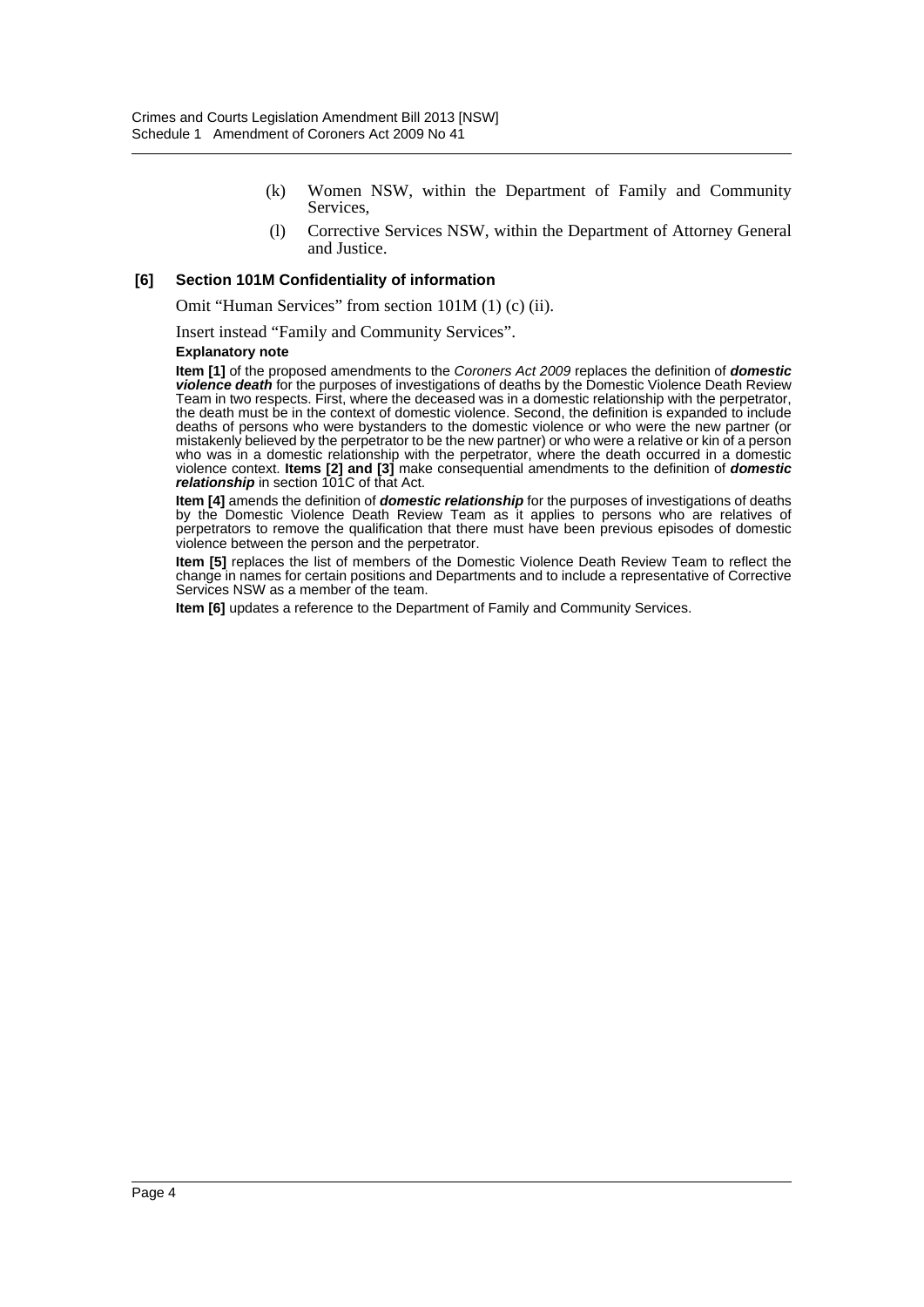(k) Women NSW, within the Department of Family and Community Services,

(l) Corrective Services NSW, within the Department of Attorney General and Justice.

**[6] Section 101M Confidentiality of information**

Omit "Human Services" from section 101M (1) (c) (ii).

Insert instead "Family and Community Services".

**Explanatory note**

**Item [1]** of the proposed amendments to the *Coroners Act 2009* replaces the definition of ***domestic violence death*** for the purposes of investigations of deaths by the Domestic Violence Death Review Team in two respects. First, where the deceased was in a domestic relationship with the perpetrator, the death must be in the context of domestic violence. Second, the definition is expanded to include deaths of persons who were bystanders to the domestic violence or who were the new partner (or mistakenly believed by the perpetrator to be the new partner) or who were a relative or kin of a person who was in a domestic relationship with the perpetrator, where the death occurred in a domestic violence context. **Items [2] and [3]** make consequential amendments to the definition of ***domestic relationship*** in section 101C of that Act.

**Item [4]** amends the definition of ***domestic relationship*** for the purposes of investigations of deaths by the Domestic Violence Death Review Team as it applies to persons who are relatives of perpetrators to remove the qualification that there must have been previous episodes of domestic violence between the person and the perpetrator.

**Item [5]** replaces the list of members of the Domestic Violence Death Review Team to reflect the change in names for certain positions and Departments and to include a representative of Corrective Services NSW as a member of the team.

**Item [6]** updates a reference to the Department of Family and Community Services.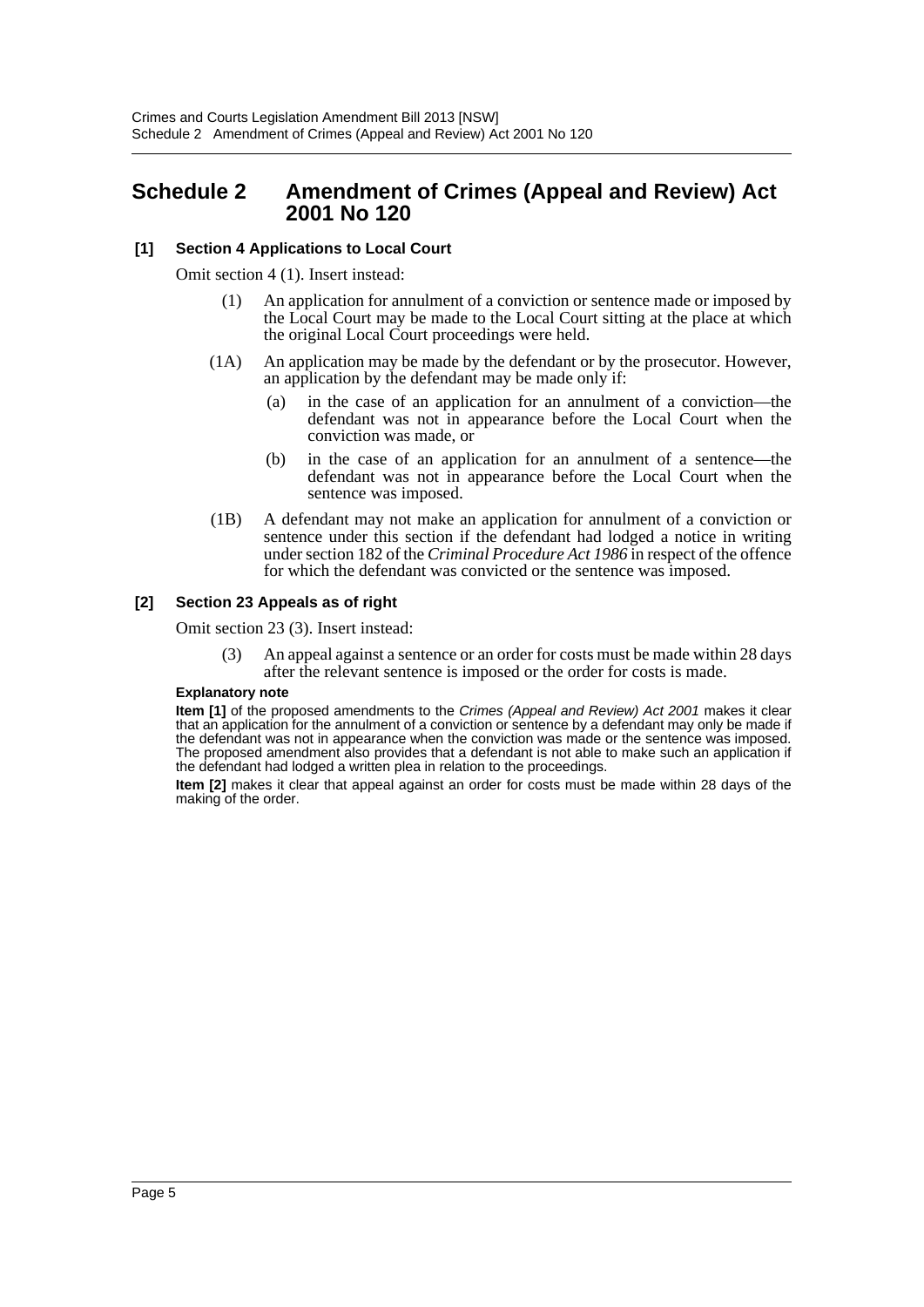# Schedule 2 Amendment of Crimes (Appeal and Review) Act 2001 No 120

**[1] Section 4 Applications to Local Court**

Omit section 4 (1). Insert instead:

> (1) An application for annulment of a conviction or sentence made or imposed by the Local Court may be made to the Local Court sitting at the place at which the original Local Court proceedings were held.
>
> (1A) An application may be made by the defendant or by the prosecutor. However, an application by the defendant may be made only if:
>
> > (a) in the case of an application for an annulment of a conviction—the defendant was not in appearance before the Local Court when the conviction was made, or
> >
> > (b) in the case of an application for an annulment of a sentence—the defendant was not in appearance before the Local Court when the sentence was imposed.
>
> (1B) A defendant may not make an application for annulment of a conviction or sentence under this section if the defendant had lodged a notice in writing under section 182 of the *Criminal Procedure Act 1986* in respect of the offence for which the defendant was convicted or the sentence was imposed.

**[2] Section 23 Appeals as of right**

Omit section 23 (3). Insert instead:

> (3) An appeal against a sentence or an order for costs must be made within 28 days after the relevant sentence is imposed or the order for costs is made.

**Explanatory note**

**Item [1]** of the proposed amendments to the *Crimes (Appeal and Review) Act 2001* makes it clear that an application for the annulment of a conviction or sentence by a defendant may only be made if the defendant was not in appearance when the conviction was made or the sentence was imposed. The proposed amendment also provides that a defendant is not able to make such an application if the defendant had lodged a written plea in relation to the proceedings.

**Item [2]** makes it clear that appeal against an order for costs must be made within 28 days of the making of the order.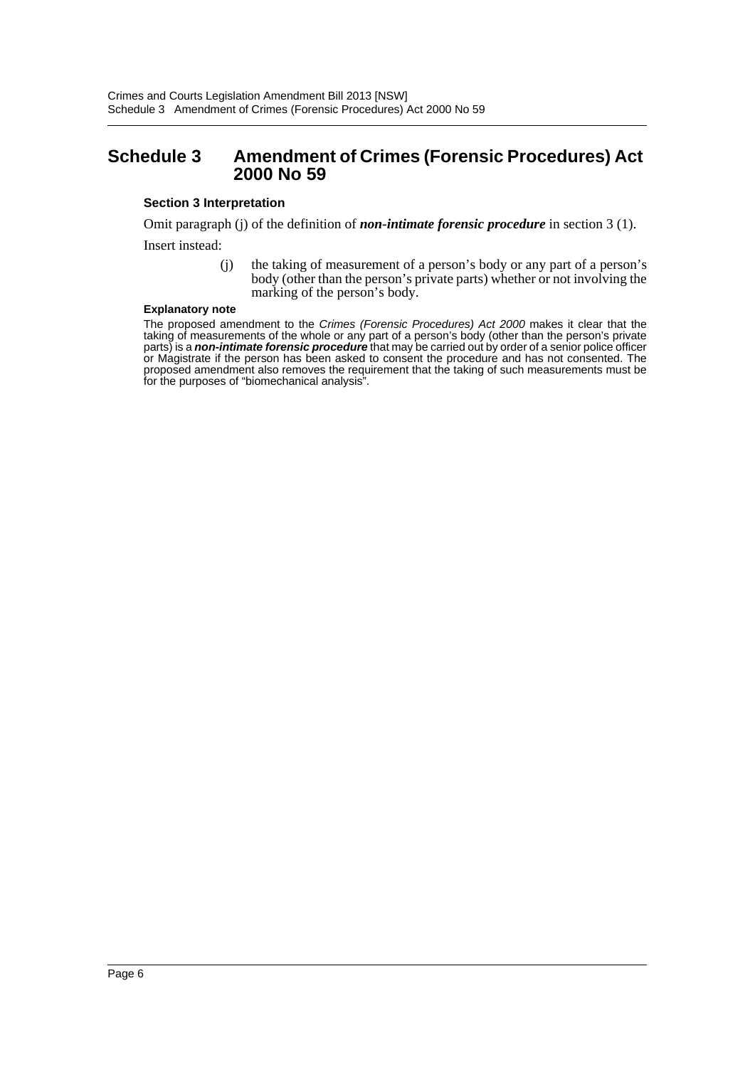# Schedule 3 Amendment of Crimes (Forensic Procedures) Act 2000 No 59

### Section 3 Interpretation

Omit paragraph (j) of the definition of ***non-intimate forensic procedure*** in section 3 (1).

Insert instead:

> (j) the taking of measurement of a person's body or any part of a person's body (other than the person's private parts) whether or not involving the marking of the person's body.

**Explanatory note**

The proposed amendment to the *Crimes (Forensic Procedures) Act 2000* makes it clear that the taking of measurements of the whole or any part of a person's body (other than the person's private parts) is a ***non-intimate forensic procedure*** that may be carried out by order of a senior police officer or Magistrate if the person has been asked to consent the procedure and has not consented. The proposed amendment also removes the requirement that the taking of such measurements must be for the purposes of "biomechanical analysis".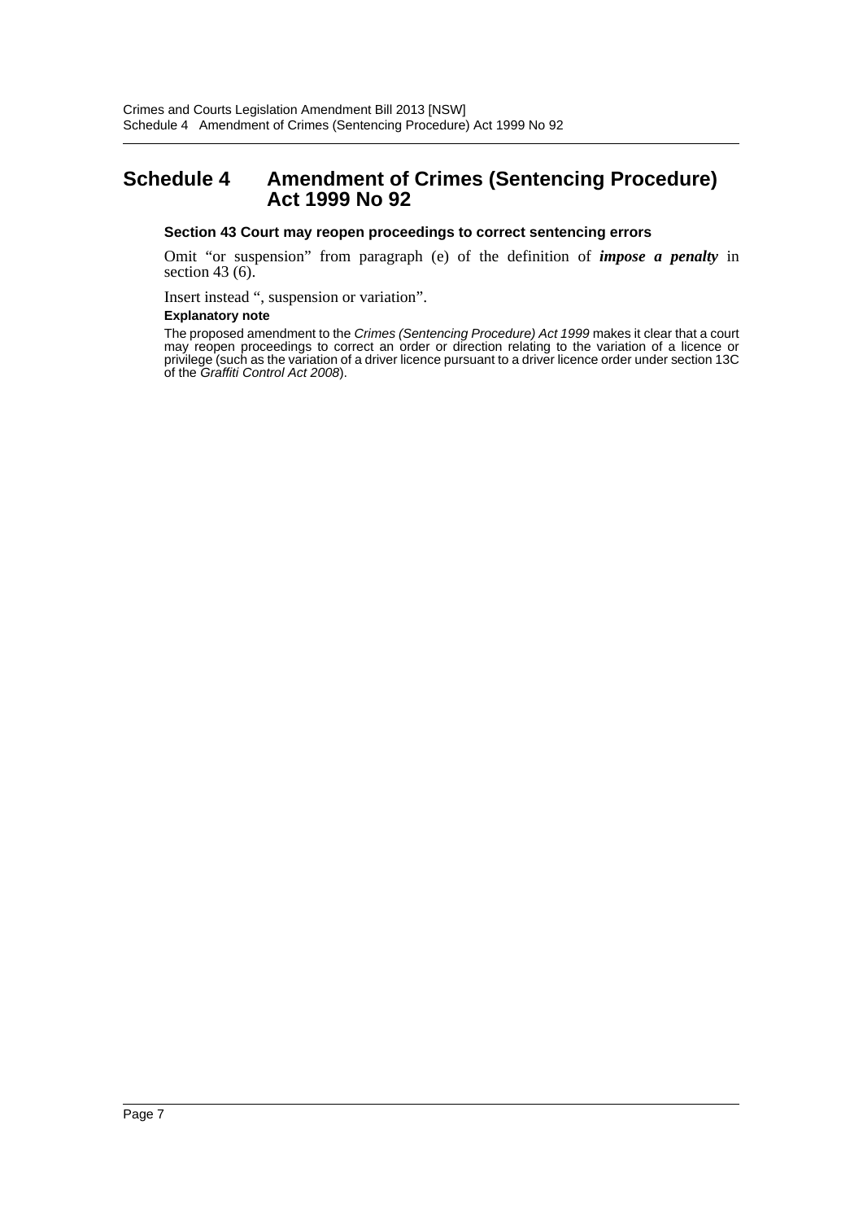# Schedule 4 Amendment of Crimes (Sentencing Procedure) Act 1999 No 92

### Section 43 Court may reopen proceedings to correct sentencing errors

Omit "or suspension" from paragraph (e) of the definition of ***impose a penalty*** in section 43 (6).

Insert instead ", suspension or variation".

**Explanatory note**

The proposed amendment to the *Crimes (Sentencing Procedure) Act 1999* makes it clear that a court may reopen proceedings to correct an order or direction relating to the variation of a licence or privilege (such as the variation of a driver licence pursuant to a driver licence order under section 13C of the *Graffiti Control Act 2008*).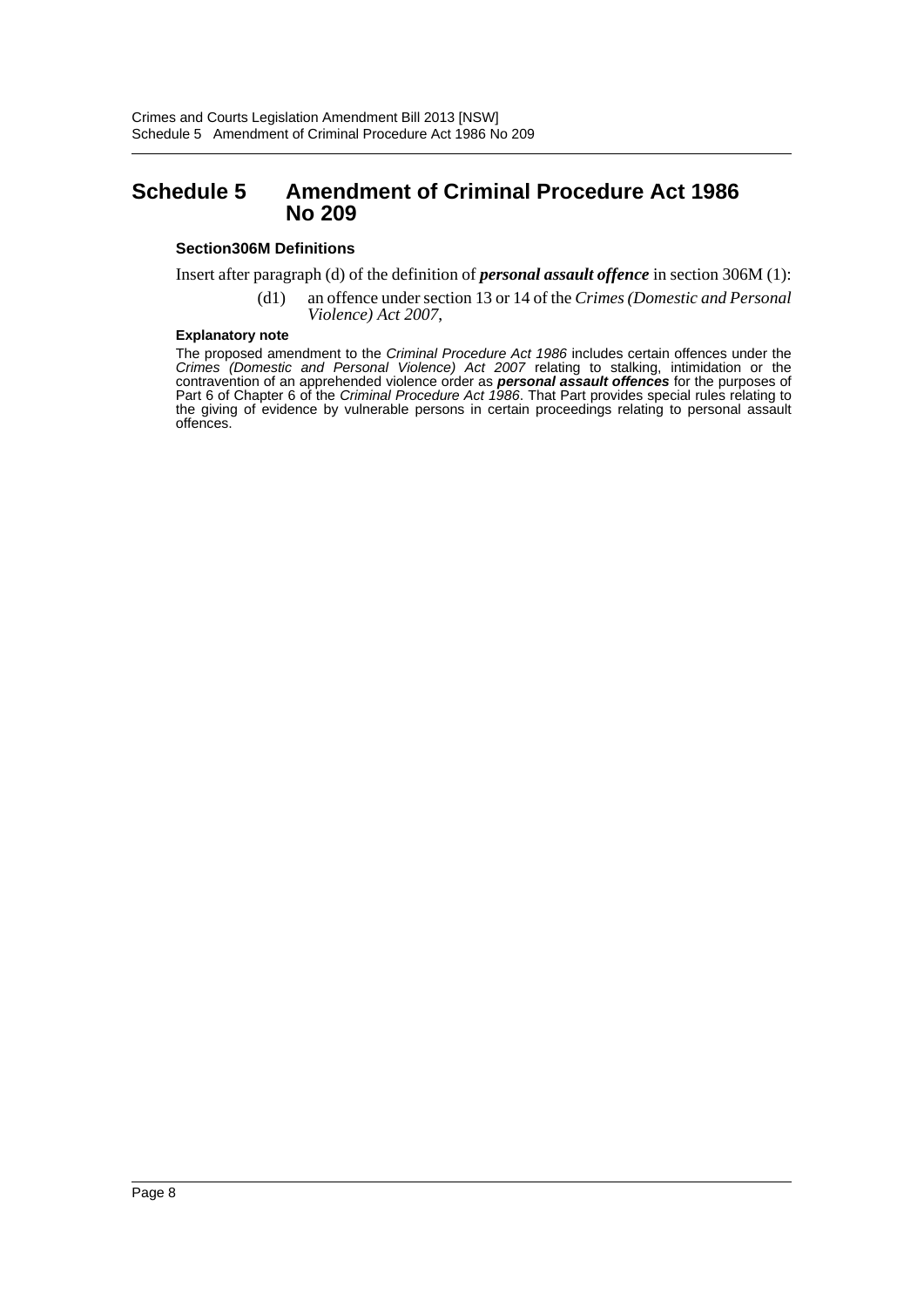# Schedule 5 Amendment of Criminal Procedure Act 1986 No 209

### Section306M Definitions

Insert after paragraph (d) of the definition of ***personal assault offence*** in section 306M (1):

(d1) an offence under section 13 or 14 of the *Crimes (Domestic and Personal Violence) Act 2007*,

#### Explanatory note

The proposed amendment to the *Criminal Procedure Act 1986* includes certain offences under the *Crimes (Domestic and Personal Violence) Act 2007* relating to stalking, intimidation or the contravention of an apprehended violence order as ***personal assault offences*** for the purposes of Part 6 of Chapter 6 of the *Criminal Procedure Act 1986*. That Part provides special rules relating to the giving of evidence by vulnerable persons in certain proceedings relating to personal assault offences.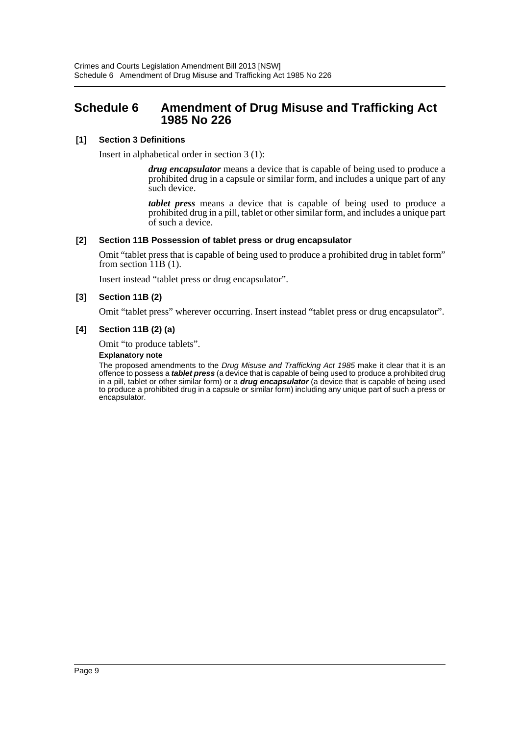# Schedule 6 Amendment of Drug Misuse and Trafficking Act 1985 No 226

### [1] Section 3 Definitions

Insert in alphabetical order in section 3 (1):

> ***drug encapsulator*** means a device that is capable of being used to produce a prohibited drug in a capsule or similar form, and includes a unique part of any such device.
>
> ***tablet press*** means a device that is capable of being used to produce a prohibited drug in a pill, tablet or other similar form, and includes a unique part of such a device.

### [2] Section 11B Possession of tablet press or drug encapsulator

Omit "tablet press that is capable of being used to produce a prohibited drug in tablet form" from section 11B (1).

Insert instead "tablet press or drug encapsulator".

### [3] Section 11B (2)

Omit "tablet press" wherever occurring. Insert instead "tablet press or drug encapsulator".

### [4] Section 11B (2) (a)

Omit "to produce tablets".

**Explanatory note**

The proposed amendments to the *Drug Misuse and Trafficking Act 1985* make it clear that it is an offence to possess a ***tablet press*** (a device that is capable of being used to produce a prohibited drug in a pill, tablet or other similar form) or a ***drug encapsulator*** (a device that is capable of being used to produce a prohibited drug in a capsule or similar form) including any unique part of such a press or encapsulator.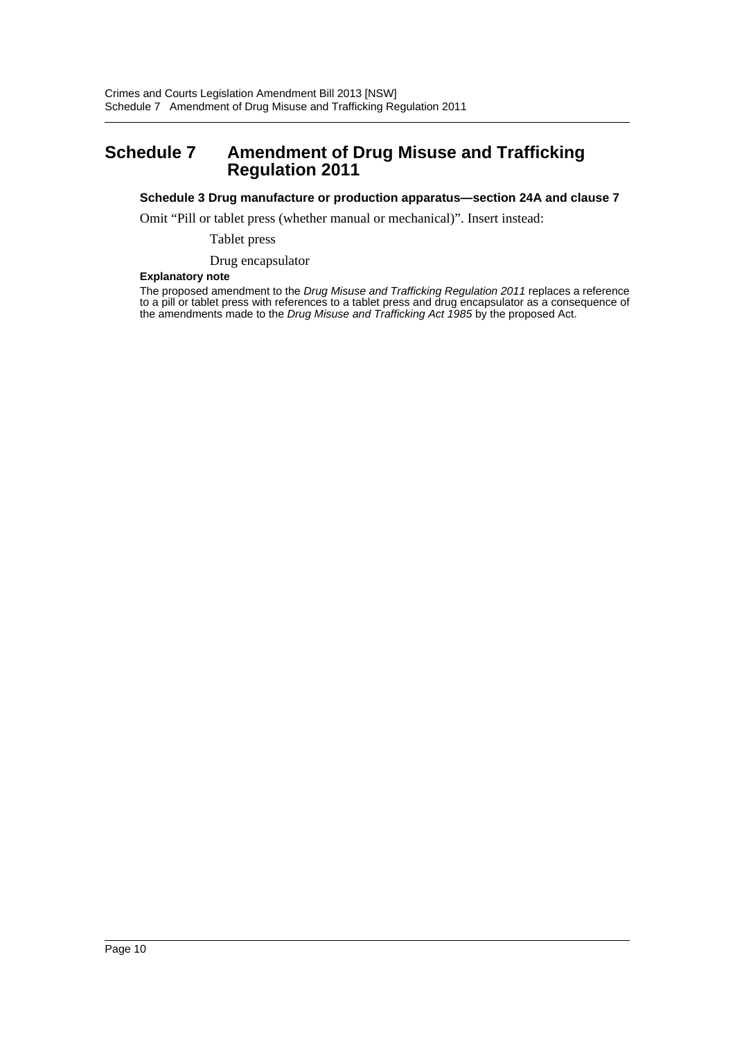# Schedule 7 Amendment of Drug Misuse and Trafficking Regulation 2011

### Schedule 3 Drug manufacture or production apparatus—section 24A and clause 7

Omit "Pill or tablet press (whether manual or mechanical)". Insert instead:

Tablet press

Drug encapsulator

**Explanatory note**

The proposed amendment to the *Drug Misuse and Trafficking Regulation 2011* replaces a reference to a pill or tablet press with references to a tablet press and drug encapsulator as a consequence of the amendments made to the *Drug Misuse and Trafficking Act 1985* by the proposed Act.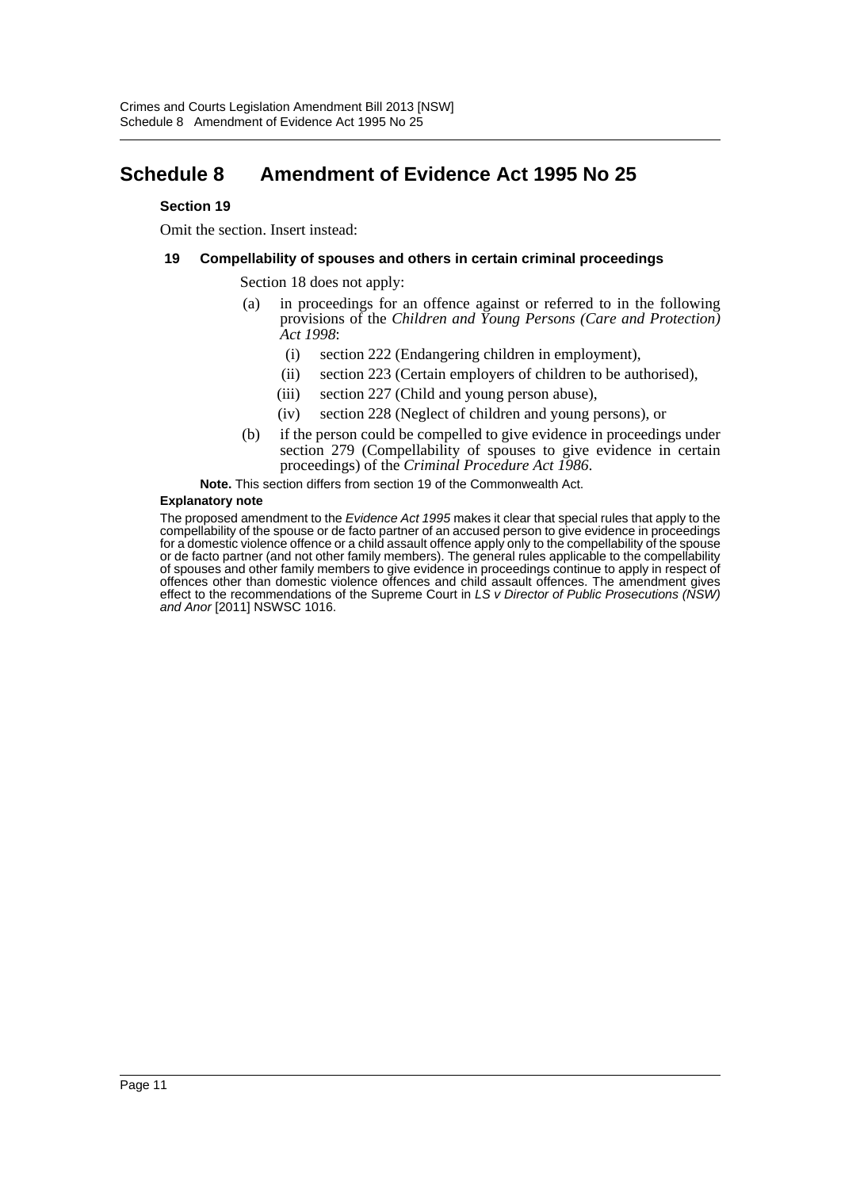# Schedule 8 Amendment of Evidence Act 1995 No 25

### Section 19

Omit the section. Insert instead:

#### 19 Compellability of spouses and others in certain criminal proceedings

Section 18 does not apply:

(a) in proceedings for an offence against or referred to in the following provisions of the *Children and Young Persons (Care and Protection) Act 1998*:

(i) section 222 (Endangering children in employment),

(ii) section 223 (Certain employers of children to be authorised),

(iii) section 227 (Child and young person abuse),

(iv) section 228 (Neglect of children and young persons), or

(b) if the person could be compelled to give evidence in proceedings under section 279 (Compellability of spouses to give evidence in certain proceedings) of the *Criminal Procedure Act 1986*.

**Note.** This section differs from section 19 of the Commonwealth Act.

**Explanatory note**

The proposed amendment to the *Evidence Act 1995* makes it clear that special rules that apply to the compellability of the spouse or de facto partner of an accused person to give evidence in proceedings for a domestic violence offence or a child assault offence apply only to the compellability of the spouse or de facto partner (and not other family members). The general rules applicable to the compellability of spouses and other family members to give evidence in proceedings continue to apply in respect of offences other than domestic violence offences and child assault offences. The amendment gives effect to the recommendations of the Supreme Court in *LS v Director of Public Prosecutions (NSW) and Anor* [2011] NSWSC 1016.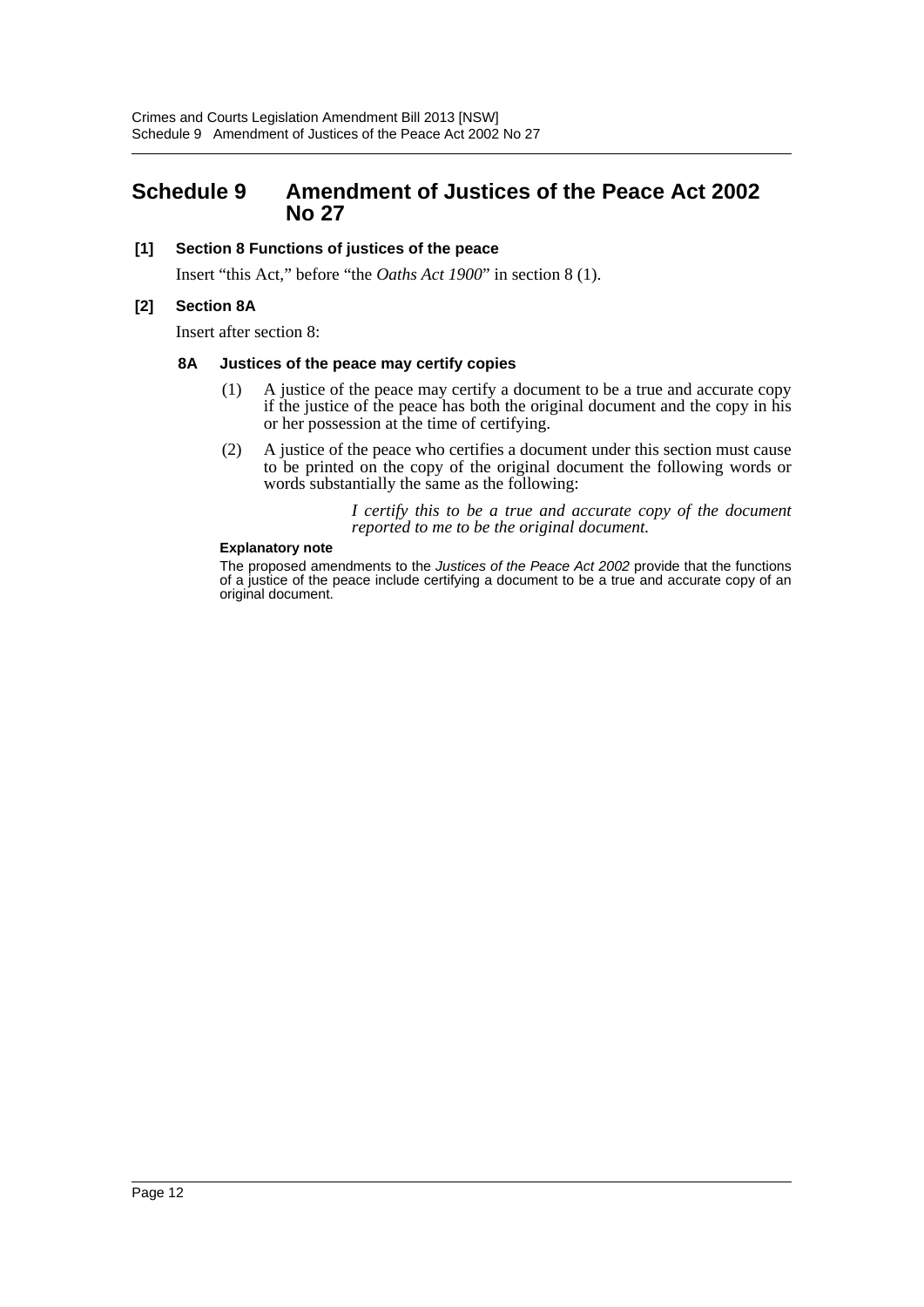# Schedule 9 Amendment of Justices of the Peace Act 2002 No 27

**[1] Section 8 Functions of justices of the peace**

Insert "this Act," before "the *Oaths Act 1900*" in section 8 (1).

**[2] Section 8A**

Insert after section 8:

**8A Justices of the peace may certify copies**

(1) A justice of the peace may certify a document to be a true and accurate copy if the justice of the peace has both the original document and the copy in his or her possession at the time of certifying.

(2) A justice of the peace who certifies a document under this section must cause to be printed on the copy of the original document the following words or words substantially the same as the following:

> *I certify this to be a true and accurate copy of the document reported to me to be the original document.*

**Explanatory note**

The proposed amendments to the *Justices of the Peace Act 2002* provide that the functions of a justice of the peace include certifying a document to be a true and accurate copy of an original document.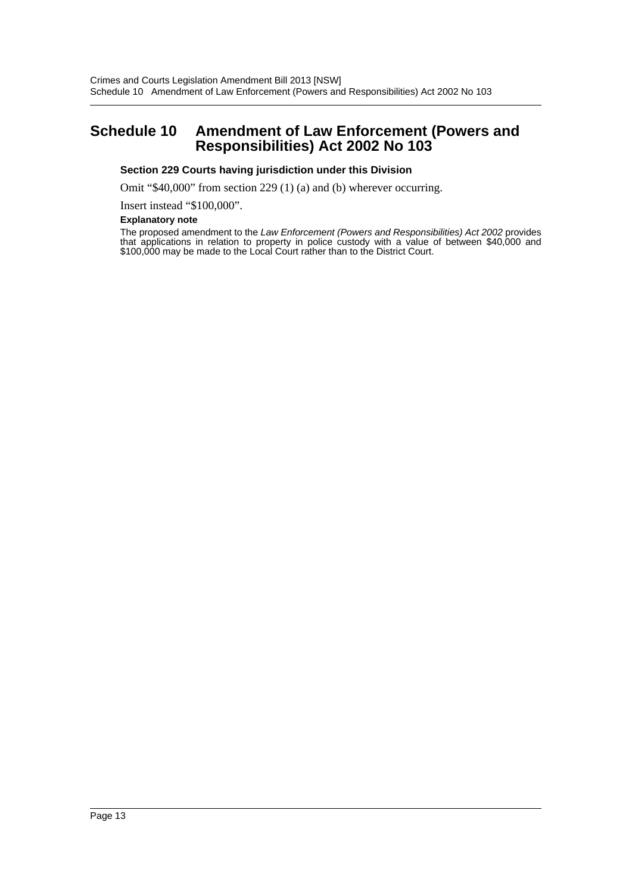# Schedule 10 Amendment of Law Enforcement (Powers and Responsibilities) Act 2002 No 103

### Section 229 Courts having jurisdiction under this Division

Omit "$40,000" from section 229 (1) (a) and (b) wherever occurring.

Insert instead "$100,000".

**Explanatory note**

The proposed amendment to the *Law Enforcement (Powers and Responsibilities) Act 2002* provides that applications in relation to property in police custody with a value of between $40,000 and $100,000 may be made to the Local Court rather than to the District Court.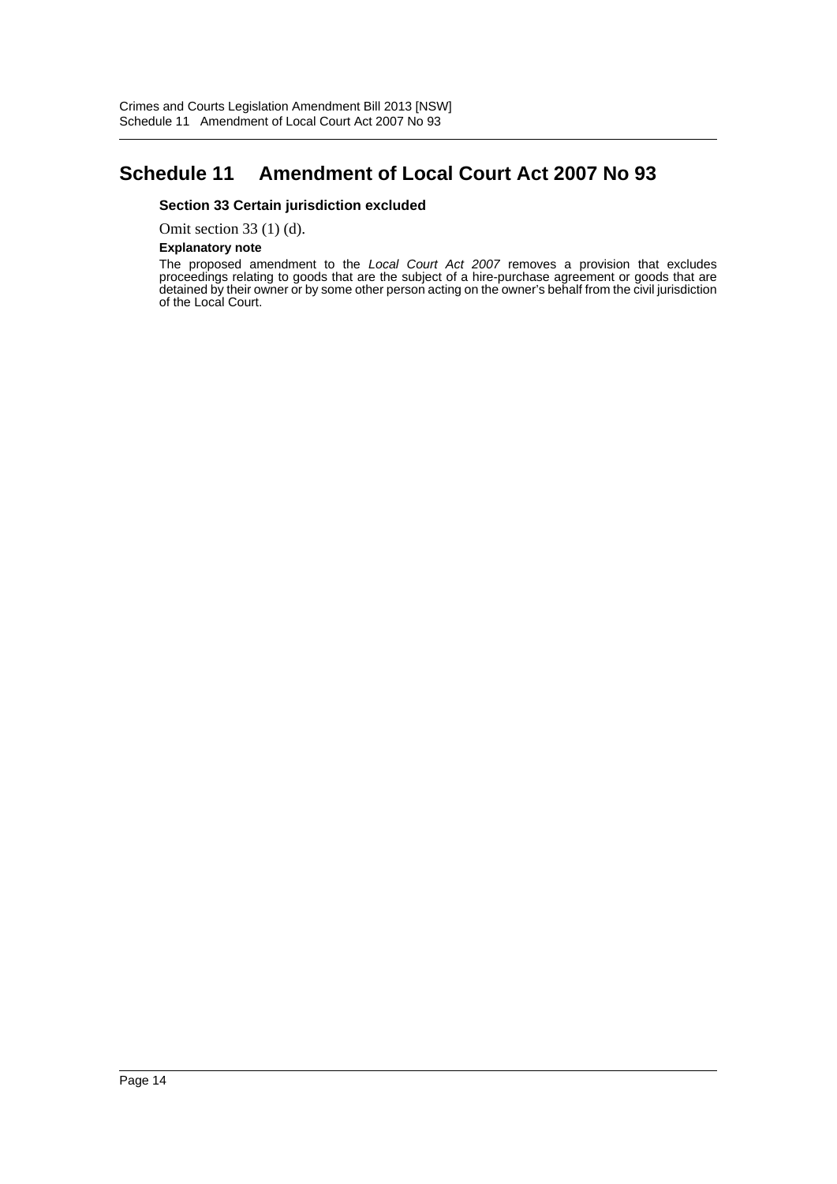# Schedule 11 Amendment of Local Court Act 2007 No 93

### Section 33 Certain jurisdiction excluded

Omit section 33 (1) (d).

**Explanatory note**

The proposed amendment to the *Local Court Act 2007* removes a provision that excludes proceedings relating to goods that are the subject of a hire-purchase agreement or goods that are detained by their owner or by some other person acting on the owner's behalf from the civil jurisdiction of the Local Court.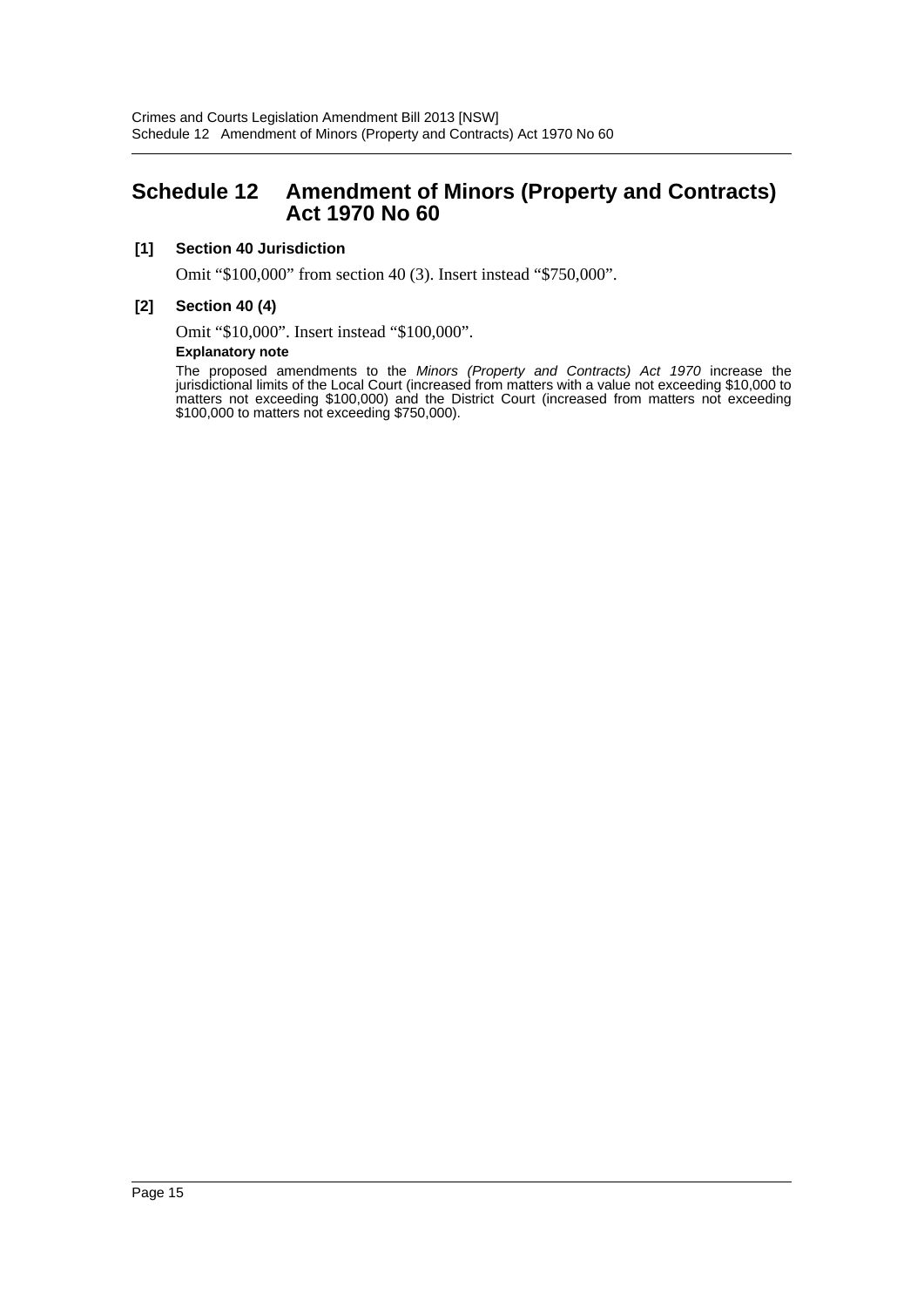# Schedule 12 Amendment of Minors (Property and Contracts) Act 1970 No 60

**[1] Section 40 Jurisdiction**

Omit "$100,000" from section 40 (3). Insert instead "$750,000".

**[2] Section 40 (4)**

Omit "$10,000". Insert instead "$100,000".

**Explanatory note**

The proposed amendments to the *Minors (Property and Contracts) Act 1970* increase the jurisdictional limits of the Local Court (increased from matters with a value not exceeding $10,000 to matters not exceeding $100,000) and the District Court (increased from matters not exceeding $100,000 to matters not exceeding $750,000).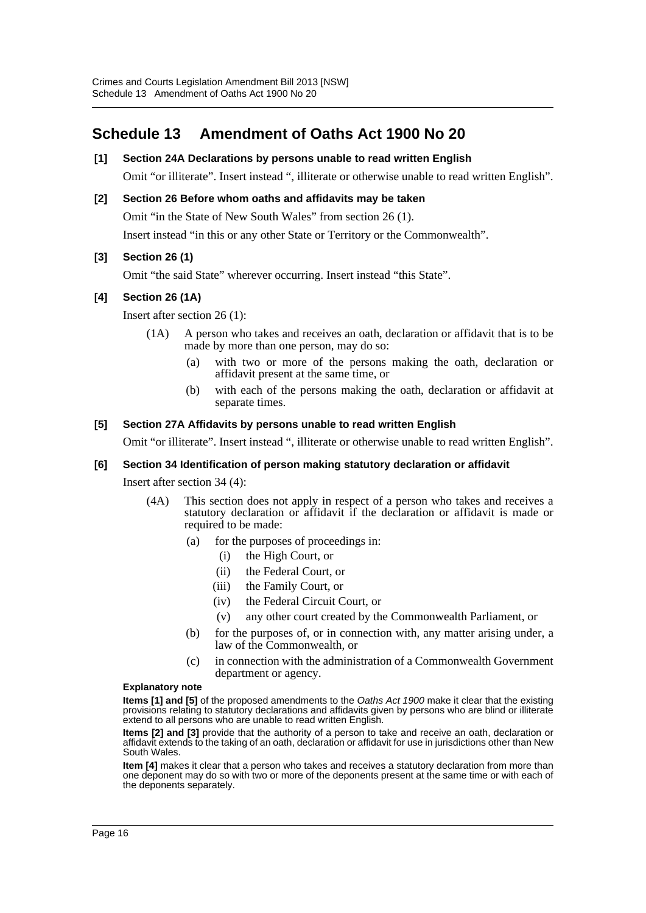# Schedule 13 Amendment of Oaths Act 1900 No 20

**[1] Section 24A Declarations by persons unable to read written English**

Omit "or illiterate". Insert instead ", illiterate or otherwise unable to read written English".

**[2] Section 26 Before whom oaths and affidavits may be taken**

Omit "in the State of New South Wales" from section 26 (1).

Insert instead "in this or any other State or Territory or the Commonwealth".

**[3] Section 26 (1)**

Omit "the said State" wherever occurring. Insert instead "this State".

**[4] Section 26 (1A)**

Insert after section 26 (1):

(1A) A person who takes and receives an oath, declaration or affidavit that is to be made by more than one person, may do so:

- (a) with two or more of the persons making the oath, declaration or affidavit present at the same time, or
- (b) with each of the persons making the oath, declaration or affidavit at separate times.

**[5] Section 27A Affidavits by persons unable to read written English**

Omit "or illiterate". Insert instead ", illiterate or otherwise unable to read written English".

**[6] Section 34 Identification of person making statutory declaration or affidavit**

Insert after section 34 (4):

(4A) This section does not apply in respect of a person who takes and receives a statutory declaration or affidavit if the declaration or affidavit is made or required to be made:

- (a) for the purposes of proceedings in:
  - (i) the High Court, or
  - (ii) the Federal Court, or
  - (iii) the Family Court, or
  - (iv) the Federal Circuit Court, or
  - (v) any other court created by the Commonwealth Parliament, or
- (b) for the purposes of, or in connection with, any matter arising under, a law of the Commonwealth, or
- (c) in connection with the administration of a Commonwealth Government department or agency.

**Explanatory note**

**Items [1] and [5]** of the proposed amendments to the *Oaths Act 1900* make it clear that the existing provisions relating to statutory declarations and affidavits given by persons who are blind or illiterate extend to all persons who are unable to read written English.

**Items [2] and [3]** provide that the authority of a person to take and receive an oath, declaration or affidavit extends to the taking of an oath, declaration or affidavit for use in jurisdictions other than New South Wales.

**Item [4]** makes it clear that a person who takes and receives a statutory declaration from more than one deponent may do so with two or more of the deponents present at the same time or with each of the deponents separately.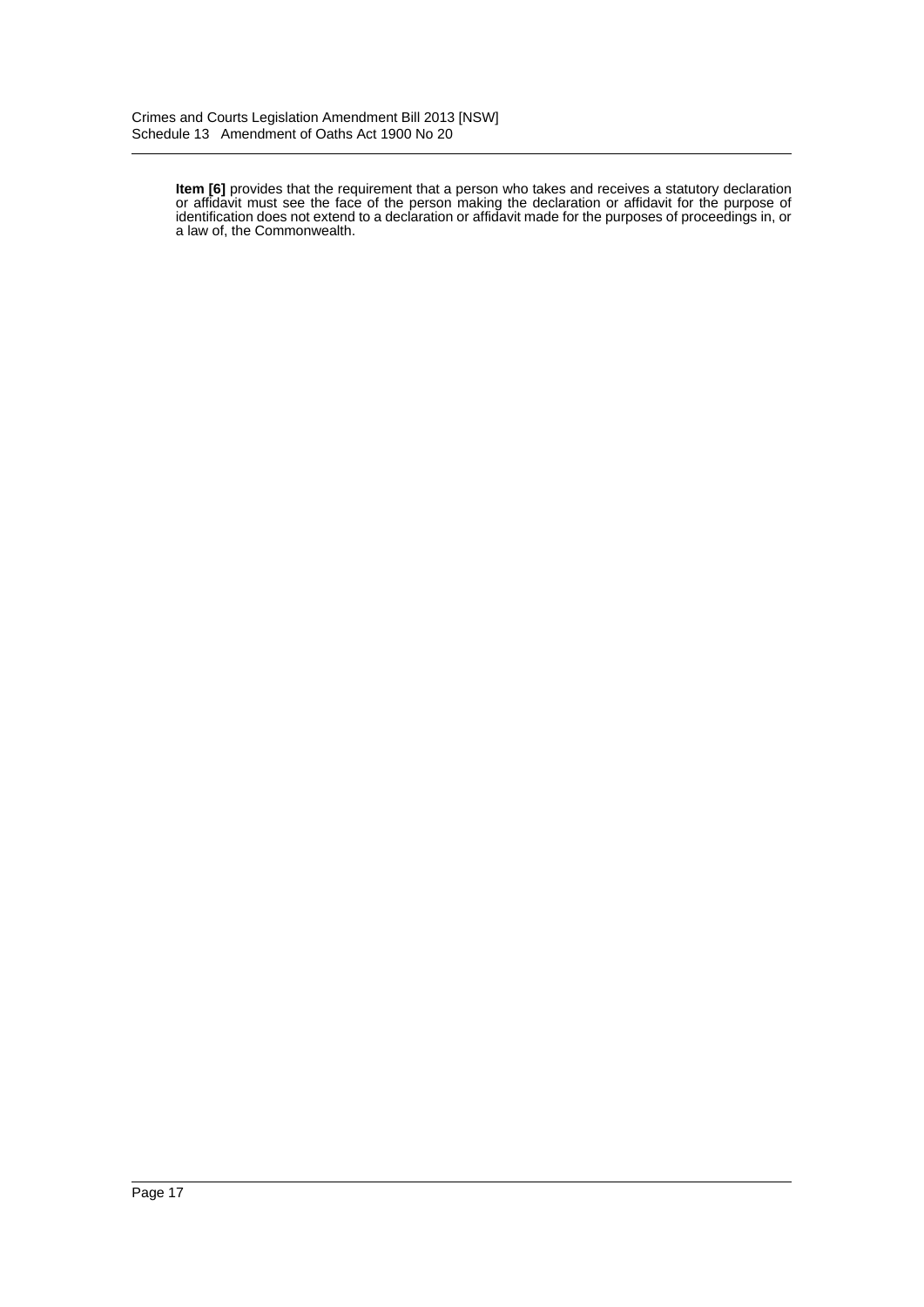**Item [6]** provides that the requirement that a person who takes and receives a statutory declaration or affidavit must see the face of the person making the declaration or affidavit for the purpose of identification does not extend to a declaration or affidavit made for the purposes of proceedings in, or a law of, the Commonwealth.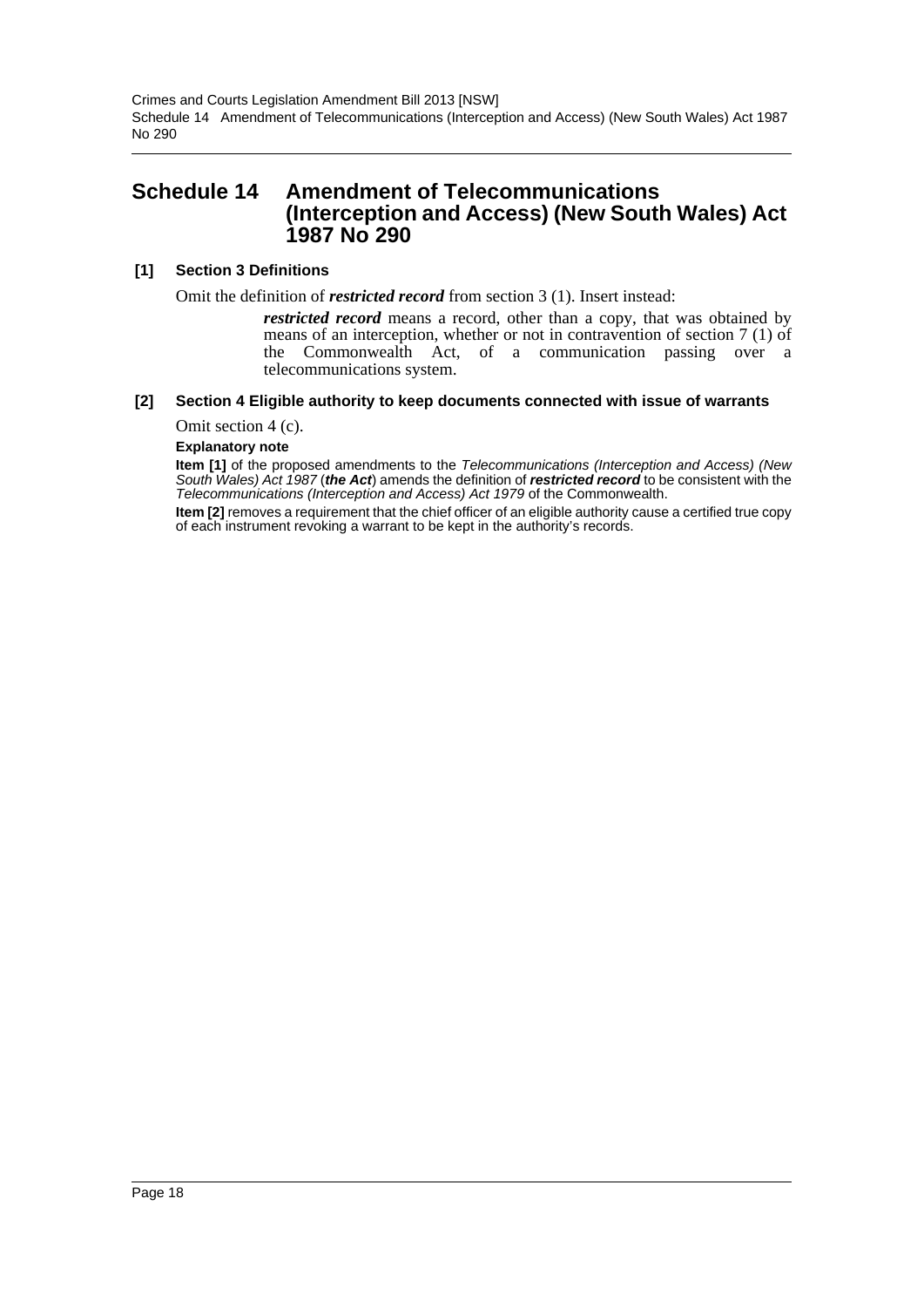# Schedule 14 Amendment of Telecommunications (Interception and Access) (New South Wales) Act 1987 No 290

### [1] Section 3 Definitions

Omit the definition of ***restricted record*** from section 3 (1). Insert instead:

> ***restricted record*** means a record, other than a copy, that was obtained by means of an interception, whether or not in contravention of section 7 (1) of the Commonwealth Act, of a communication passing over a telecommunications system.

### [2] Section 4 Eligible authority to keep documents connected with issue of warrants

Omit section 4 (c).

**Explanatory note**

**Item [1]** of the proposed amendments to the *Telecommunications (Interception and Access) (New South Wales) Act 1987* (***the Act***) amends the definition of ***restricted record*** to be consistent with the *Telecommunications (Interception and Access) Act 1979* of the Commonwealth.

**Item [2]** removes a requirement that the chief officer of an eligible authority cause a certified true copy of each instrument revoking a warrant to be kept in the authority's records.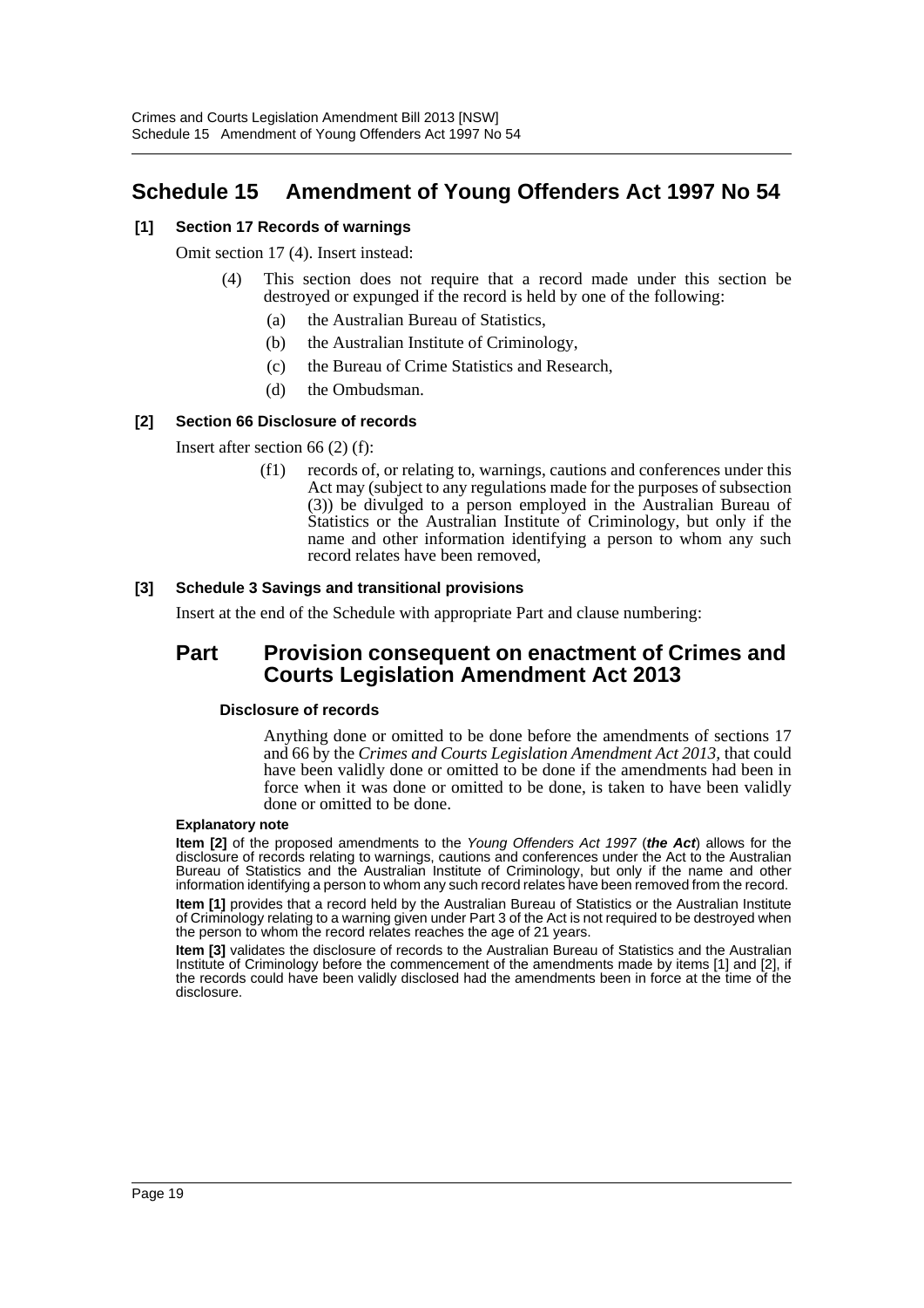# Schedule 15 Amendment of Young Offenders Act 1997 No 54

**[1] Section 17 Records of warnings**

Omit section 17 (4). Insert instead:

> (4) This section does not require that a record made under this section be destroyed or expunged if the record is held by one of the following:
>
> (a) the Australian Bureau of Statistics,
>
> (b) the Australian Institute of Criminology,
>
> (c) the Bureau of Crime Statistics and Research,
>
> (d) the Ombudsman.

**[2] Section 66 Disclosure of records**

Insert after section 66 (2) (f):

> (f1) records of, or relating to, warnings, cautions and conferences under this Act may (subject to any regulations made for the purposes of subsection (3)) be divulged to a person employed in the Australian Bureau of Statistics or the Australian Institute of Criminology, but only if the name and other information identifying a person to whom any such record relates have been removed,

**[3] Schedule 3 Savings and transitional provisions**

Insert at the end of the Schedule with appropriate Part and clause numbering:

## Part Provision consequent on enactment of Crimes and Courts Legislation Amendment Act 2013

**Disclosure of records**

Anything done or omitted to be done before the amendments of sections 17 and 66 by the *Crimes and Courts Legislation Amendment Act 2013*, that could have been validly done or omitted to be done if the amendments had been in force when it was done or omitted to be done, is taken to have been validly done or omitted to be done.

**Explanatory note**

**Item [2]** of the proposed amendments to the *Young Offenders Act 1997* (***the Act***) allows for the disclosure of records relating to warnings, cautions and conferences under the Act to the Australian Bureau of Statistics and the Australian Institute of Criminology, but only if the name and other information identifying a person to whom any such record relates have been removed from the record.

**Item [1]** provides that a record held by the Australian Bureau of Statistics or the Australian Institute of Criminology relating to a warning given under Part 3 of the Act is not required to be destroyed when the person to whom the record relates reaches the age of 21 years.

**Item [3]** validates the disclosure of records to the Australian Bureau of Statistics and the Australian Institute of Criminology before the commencement of the amendments made by items [1] and [2], if the records could have been validly disclosed had the amendments been in force at the time of the disclosure.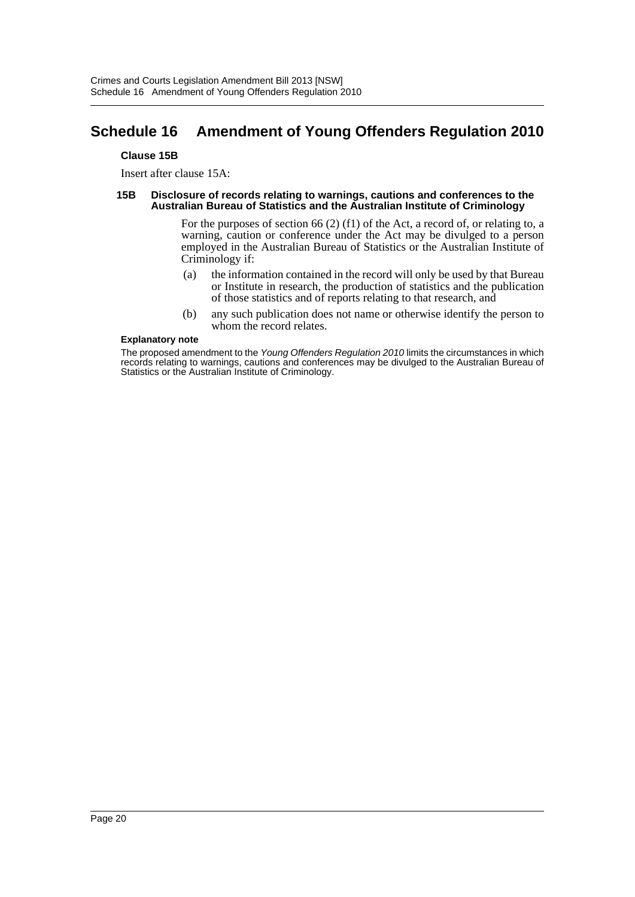# Schedule 16 Amendment of Young Offenders Regulation 2010

**Clause 15B**

Insert after clause 15A:

**15B Disclosure of records relating to warnings, cautions and conferences to the Australian Bureau of Statistics and the Australian Institute of Criminology**

For the purposes of section 66 (2) (f1) of the Act, a record of, or relating to, a warning, caution or conference under the Act may be divulged to a person employed in the Australian Bureau of Statistics or the Australian Institute of Criminology if:

(a) the information contained in the record will only be used by that Bureau or Institute in research, the production of statistics and the publication of those statistics and of reports relating to that research, and

(b) any such publication does not name or otherwise identify the person to whom the record relates.

**Explanatory note**

The proposed amendment to the *Young Offenders Regulation 2010* limits the circumstances in which records relating to warnings, cautions and conferences may be divulged to the Australian Bureau of Statistics or the Australian Institute of Criminology.